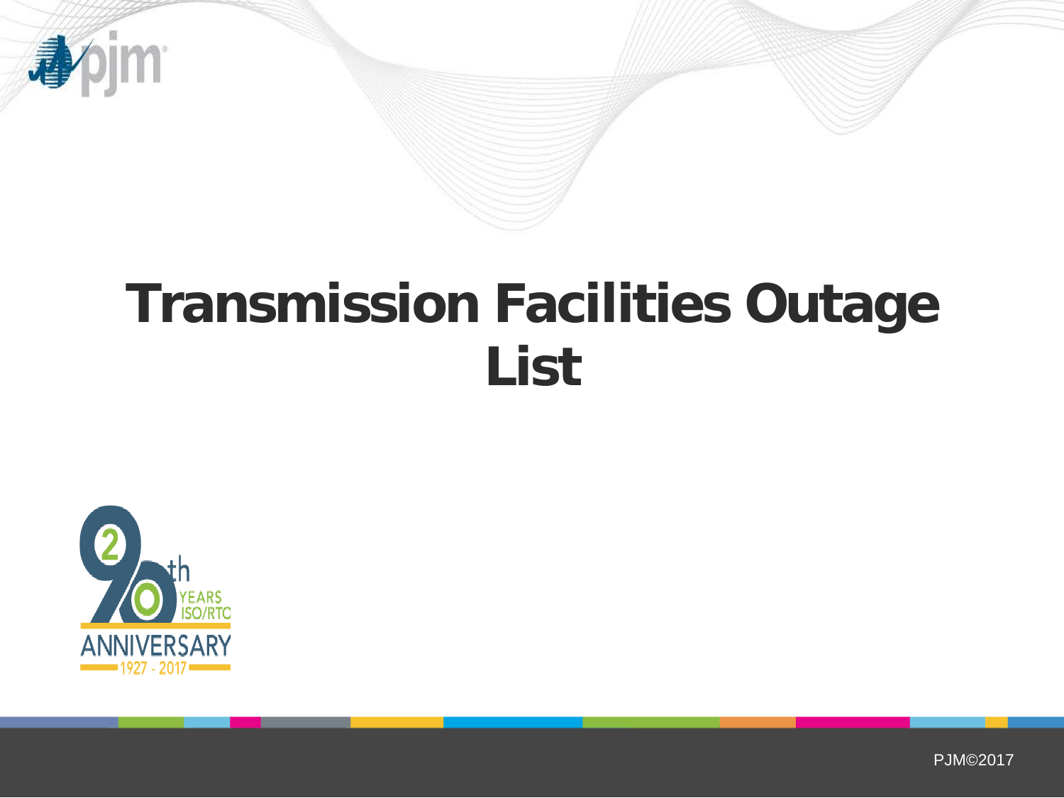# Transmission Facilities Outage List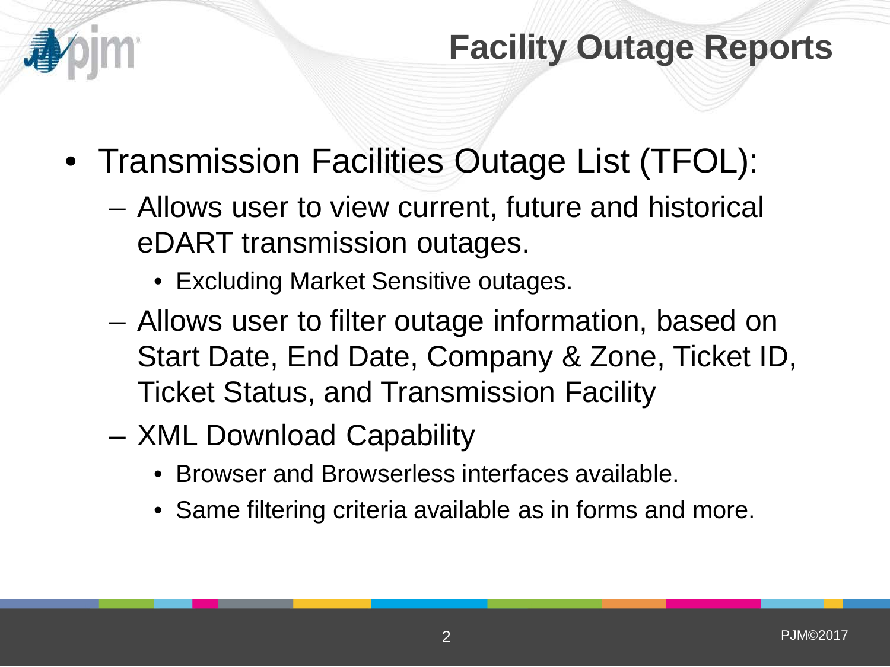# Facility Outage Reports

- Transmission Facilities Outage List (TFOL):
  - Allows user to view current, future and historical eDART transmission outages.
    - Excluding Market Sensitive outages.
  - Allows user to filter outage information, based on Start Date, End Date, Company & Zone, Ticket ID, Ticket Status, and Transmission Facility
  - XML Download Capability
    - Browser and Browserless interfaces available.
    - Same filtering criteria available as in forms and more.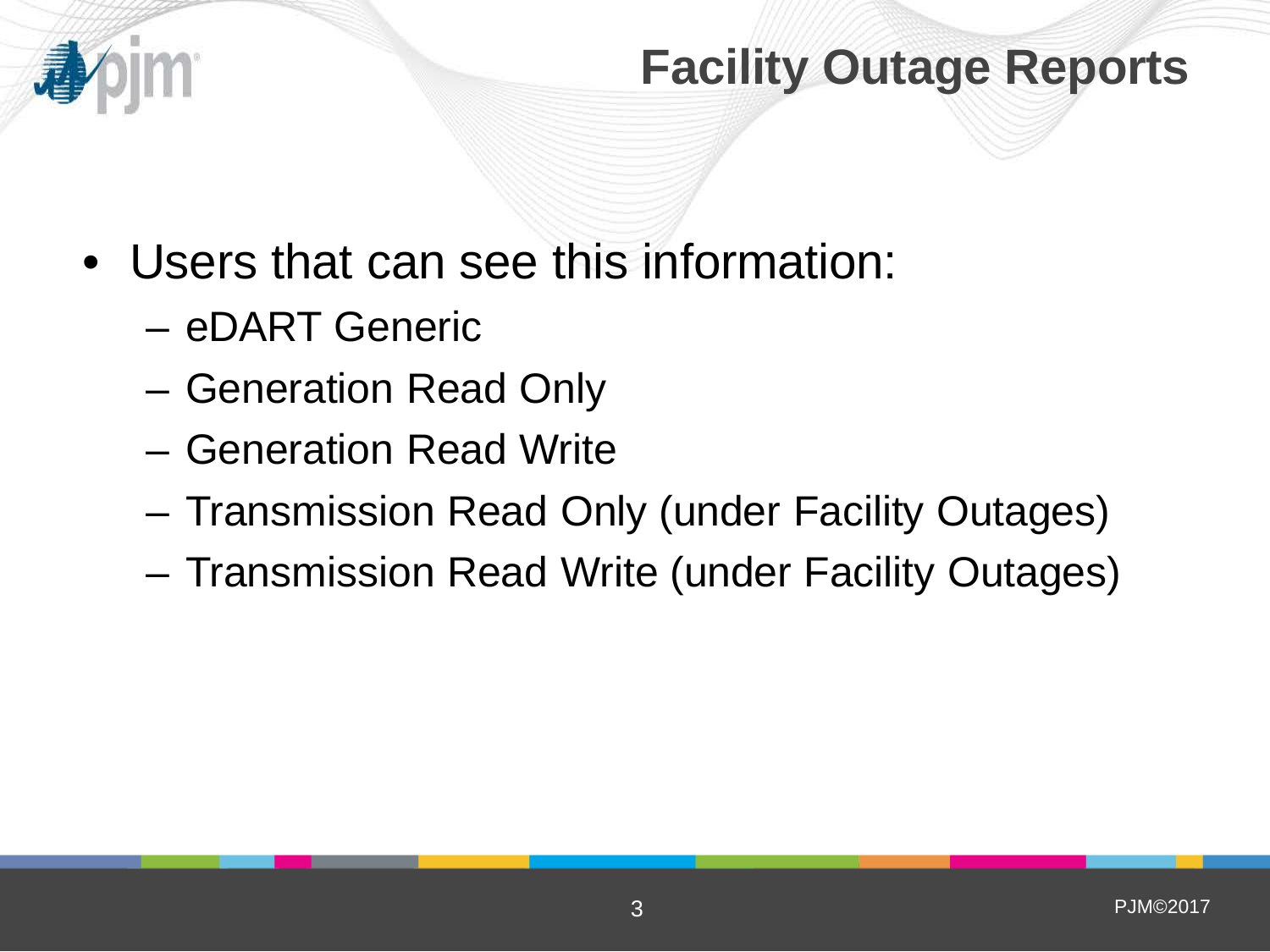# Facility Outage Reports

- Users that can see this information:
  - eDART Generic
  - Generation Read Only
  - Generation Read Write
  - Transmission Read Only (under Facility Outages)
  - Transmission Read Write (under Facility Outages)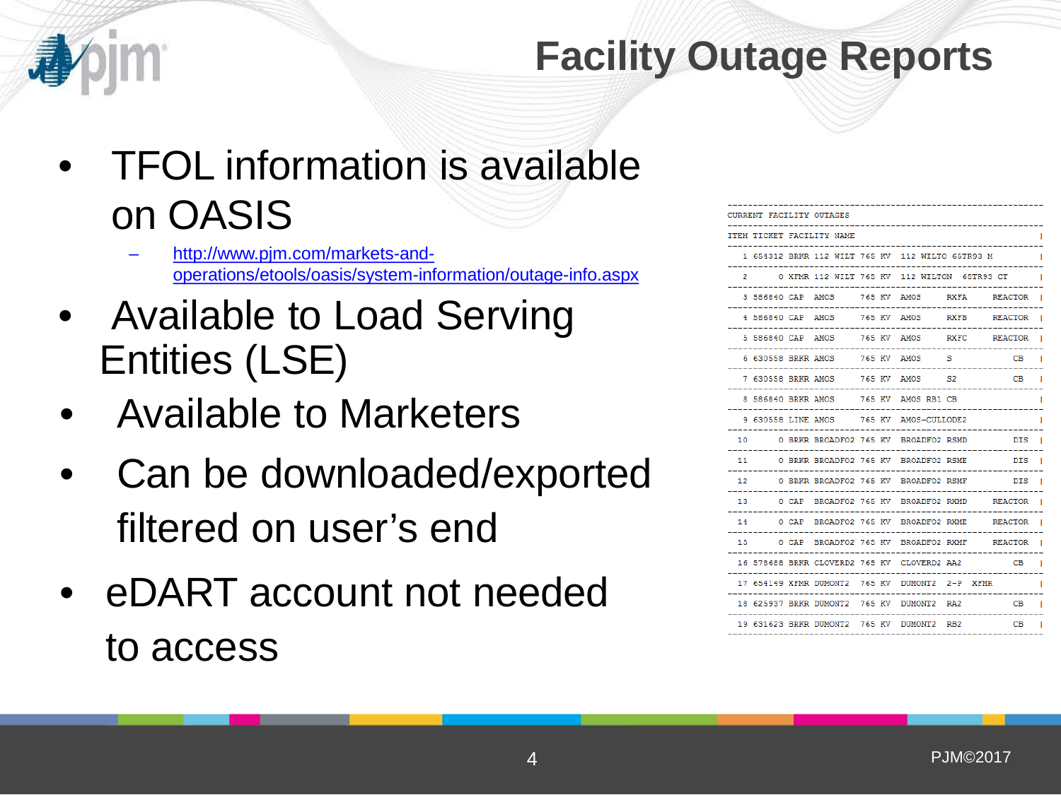# Facility Outage Reports

- TFOL information is available on OASIS
  - http://www.pjm.com/markets-and-operations/etools/oasis/system-information/outage-info.aspx
- Available to Load Serving Entities (LSE)
- Available to Marketers
- Can be downloaded/exported filtered on user's end
- eDART account not needed to access

```
CURRENT FACILITY OUTAGES
ITEM TICKET FACILITY NAME
 1 654312 BRKR 112 WILT 765 KV  112 WILTO 65TR93 M
 2      0 XFMR 112 WILT 765 KV  112 WILTON  65TR93 CT
 3 586840 CAP  AMOS     765 KV  AMOS      RXFA      REACTOR
 4 586840 CAP  AMOS     765 KV  AMOS      RXFB      REACTOR
 5 586840 CAP  AMOS     765 KV  AMOS      RXFC      REACTOR
 6 630558 BRKR AMOS     765 KV  AMOS      S              CB
 7 630558 BRKR AMOS     765 KV  AMOS      S2             CB
 8 586840 BRKR AMOS     765 KV  AMOS RB1 CB
 9 630558 LINE AMOS     765 KV  AMOS-CULLODE2
10      0 BRKR BROADFO2 765 KV  BROADFO2 RSMD           DIS
11      0 BRKR BROADFO2 765 KV  BROADFO2 RSME           DIS
12      0 BRKR BROADFO2 765 KV  BROADFO2 RSMF           DIS
13      0 CAP  BROADFO2 765 KV  BROADFO2 RXMD       REACTOR
14      0 CAP  BROADFO2 765 KV  BROADFO2 RXME       REACTOR
15      0 CAP  BROADFO2 765 KV  BROADFO2 RXMF       REACTOR
16 578688 BRKR CLOVERD2 765 KV  CLOVERD2 AA2             CB
17 654149 XFMR DUMONT2  765 KV  DUMONT2  2-P  XFMR
18 625937 BRKR DUMONT2  765 KV  DUMONT2  RA2             CB
19 631623 BRKR DUMONT2  765 KV  DUMONT2  RB2             CB
```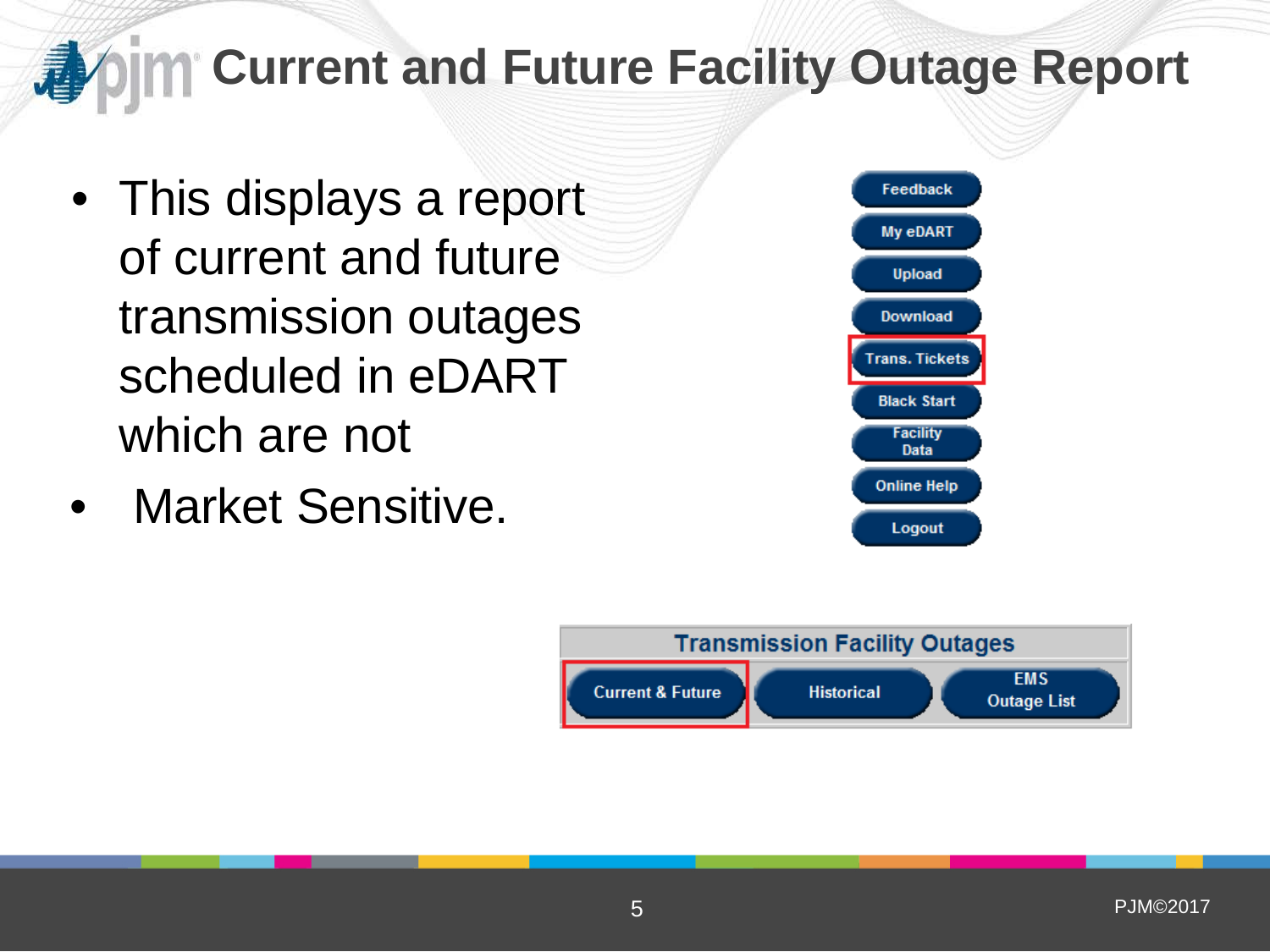# Current and Future Facility Outage Report

- This displays a report of current and future transmission outages scheduled in eDART which are not
- Market Sensitive.

Feedback
My eDART
Upload
Download
Trans. Tickets
Black Start
Facility Data
Online Help
Logout

**Transmission Facility Outages**

| Current & Future | Historical | EMS Outage List |
| --- | --- | --- |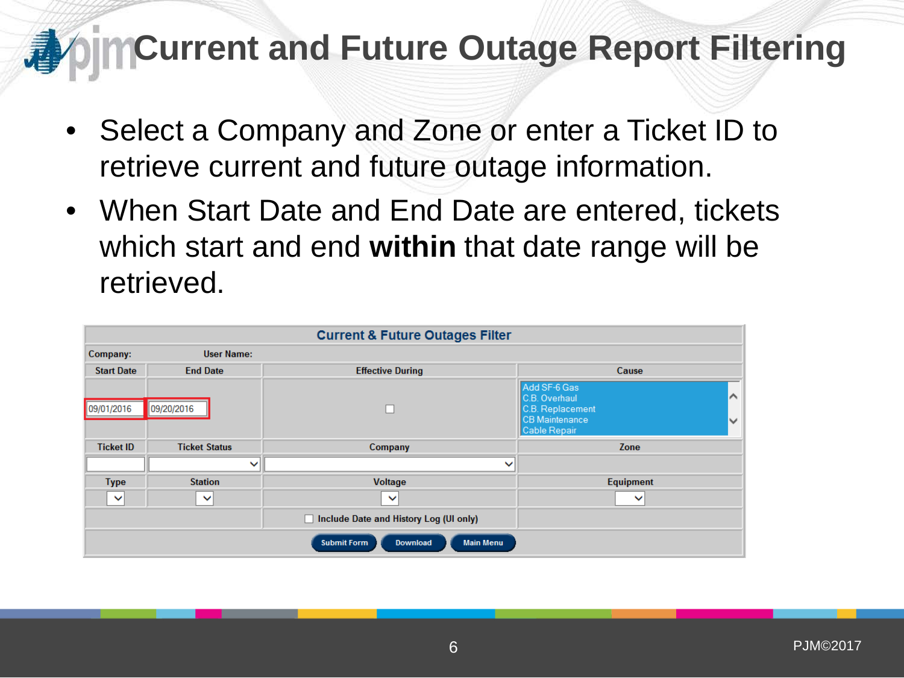# Current and Future Outage Report Filtering

- Select a Company and Zone or enter a Ticket ID to retrieve current and future outage information.
- When Start Date and End Date are entered, tickets which start and end **within** that date range will be retrieved.

| Current & Future Outages Filter | | | |
|---|---|---|---|
| Company: | User Name: | | |
| Start Date | End Date | Effective During | Cause |
| 09/01/2016 | 09/20/2016 | ☐ | Add SF-6 Gas<br>C.B. Overhaul<br>C.B. Replacement<br>CB Maintenance<br>Cable Repair |
| Ticket ID | Ticket Status | Company | Zone |
| | | | |
| Type | Station | Voltage | Equipment |
| | | | |
| | | ☐ Include Date and History Log (UI only) | |
| | Submit Form | Download | Main Menu |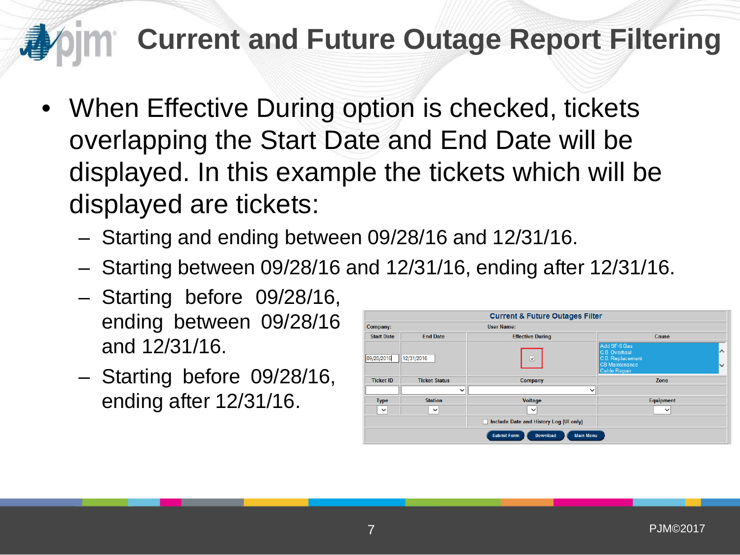# Current and Future Outage Report Filtering

- When Effective During option is checked, tickets overlapping the Start Date and End Date will be displayed. In this example the tickets which will be displayed are tickets:
  - Starting and ending between 09/28/16 and 12/31/16.
  - Starting between 09/28/16 and 12/31/16, ending after 12/31/16.
  - Starting before 09/28/16, ending between 09/28/16 and 12/31/16.
  - Starting before 09/28/16, ending after 12/31/16.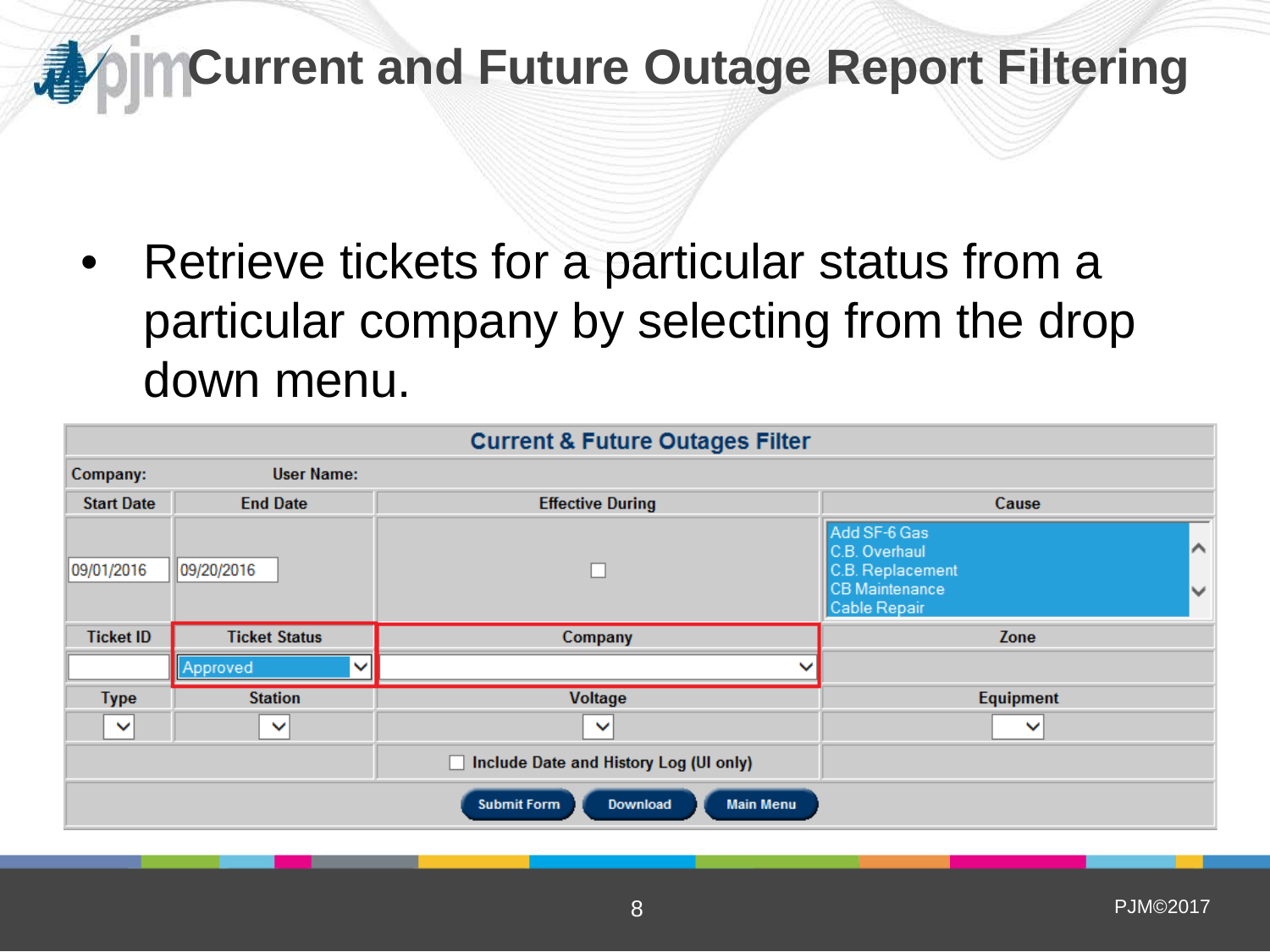# Current and Future Outage Report Filtering

- Retrieve tickets for a particular status from a particular company by selecting from the drop down menu.

| Current & Future Outages Filter | | | |
|---|---|---|---|
| Company: | User Name: | | |
| Start Date | End Date | Effective During | Cause |
| 09/01/2016 | 09/20/2016 | ☐ | Add SF-6 Gas<br>C.B. Overhaul<br>C.B. Replacement<br>CB Maintenance<br>Cable Repair |
| Ticket ID | Ticket Status | Company | Zone |
| | Approved | | |
| Type | Station | Voltage | Equipment |
| | | ☐ Include Date and History Log (UI only) | |
| | Submit Form | Download | Main Menu |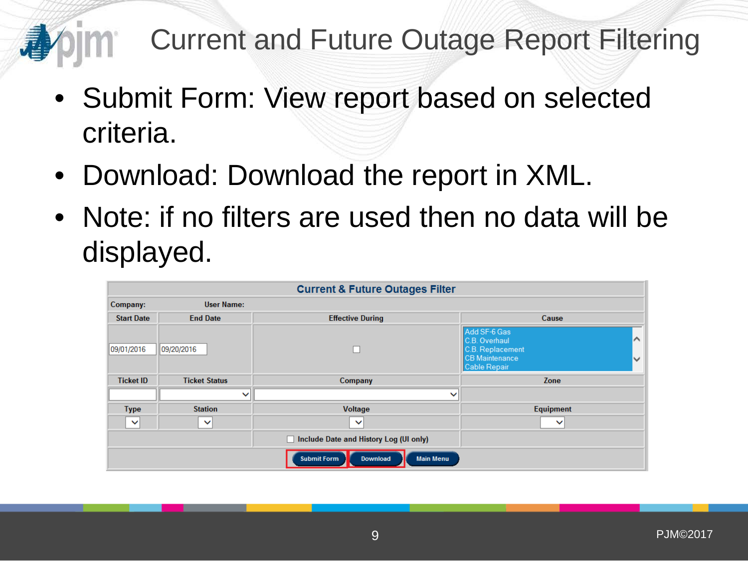# Current and Future Outage Report Filtering

- Submit Form: View report based on selected criteria.
- Download: Download the report in XML.
- Note: if no filters are used then no data will be displayed.

| Current & Future Outages Filter | | | |
|---|---|---|---|
| Company: User Name: | | | |
| Start Date | End Date | Effective During | Cause |
| 09/01/2016 | 09/20/2016 | ☐ | Add SF-6 Gas<br>C.B. Overhaul<br>C.B. Replacement<br>CB Maintenance<br>Cable Repair |
| Ticket ID | Ticket Status | Company | Zone |
| Type | Station | Voltage | Equipment |
| | | ☐ Include Date and History Log (UI only) | |
| Submit Form | Download | Main Menu | |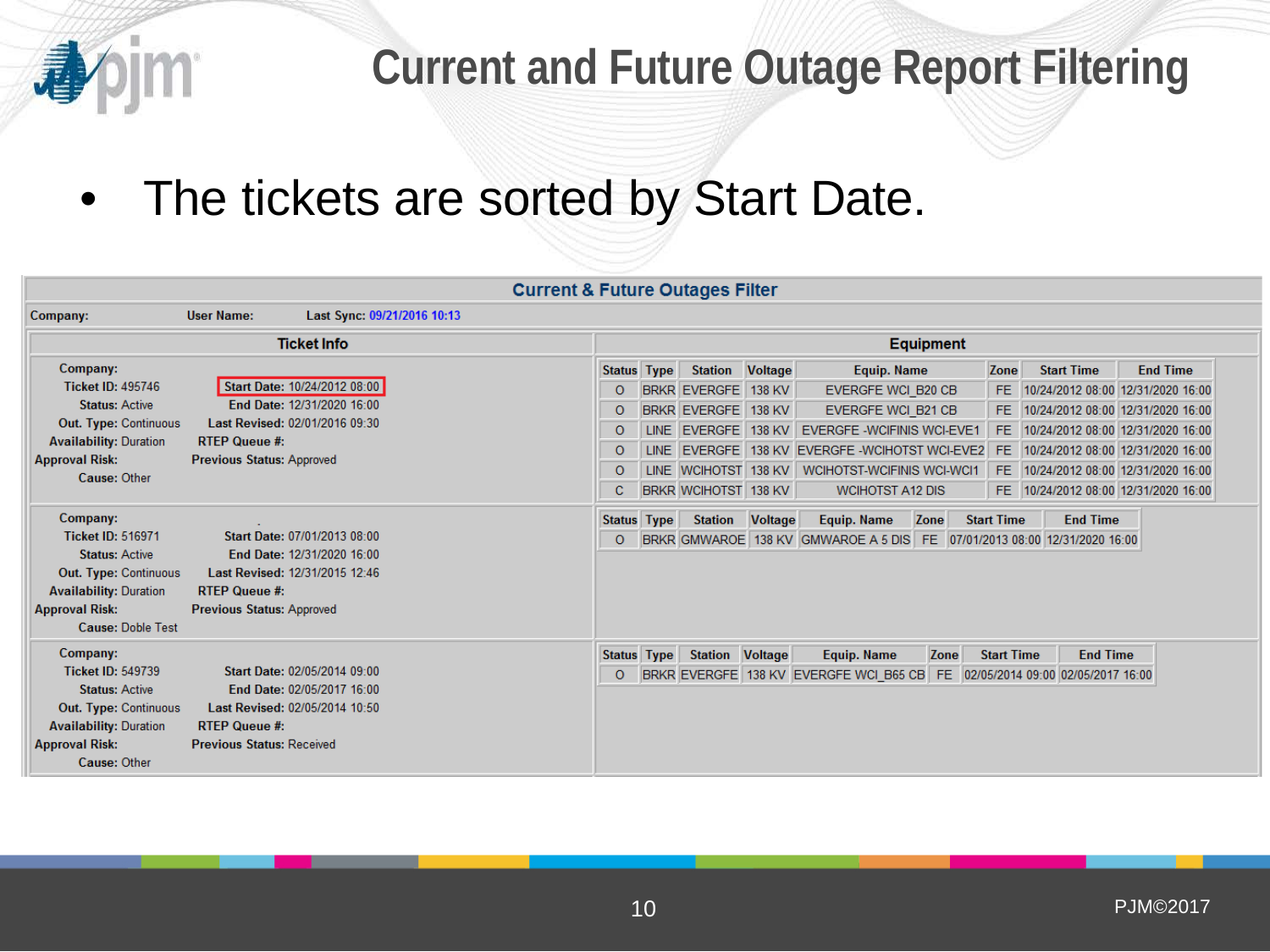# Current and Future Outage Report Filtering

- The tickets are sorted by Start Date.

**Current & Future Outages Filter**

**Company:** **User Name:** **Last Sync:** 09/21/2016 10:13

| Ticket Info | | Equipment | | | | | | | |
|---|---|---|---|---|---|---|---|---|---|
| **Company:** | | **Status** | **Type** | **Station** | **Voltage** | **Equip. Name** | **Zone** | **Start Time** | **End Time** |
| **Ticket ID:** 495746 | **Start Date:** 10/24/2012 08:00 | O | BRKR | EVERGFE | 138 KV | EVERGFE WCI_B20 CB | FE | 10/24/2012 08:00 | 12/31/2020 16:00 |
| **Status:** Active | **End Date:** 12/31/2020 16:00 | O | BRKR | EVERGFE | 138 KV | EVERGFE WCI_B21 CB | FE | 10/24/2012 08:00 | 12/31/2020 16:00 |
| **Out. Type:** Continuous | **Last Revised:** 02/01/2016 09:30 | O | LINE | EVERGFE | 138 KV | EVERGFE -WCIFINIS WCI-EVE1 | FE | 10/24/2012 08:00 | 12/31/2020 16:00 |
| **Availability:** Duration | **RTEP Queue #:** | O | LINE | EVERGFE | 138 KV | EVERGFE -WCIHOTST WCI-EVE2 | FE | 10/24/2012 08:00 | 12/31/2020 16:00 |
| **Approval Risk:** | **Previous Status:** Approved | O | LINE | WCIHOTST | 138 KV | WCIHOTST-WCIFINIS WCI-WCI1 | FE | 10/24/2012 08:00 | 12/31/2020 16:00 |
| **Cause:** Other | | C | BRKR | WCIHOTST | 138 KV | WCIHOTST A12 DIS | FE | 10/24/2012 08:00 | 12/31/2020 16:00 |
| **Company:** | | **Status** | **Type** | **Station** | **Voltage** | **Equip. Name** | **Zone** | **Start Time** | **End Time** |
| **Ticket ID:** 516971 | **Start Date:** 07/01/2013 08:00 | O | BRKR | GMWAROE | 138 KV | GMWAROE A 5 DIS | FE | 07/01/2013 08:00 | 12/31/2020 16:00 |
| **Status:** Active | **End Date:** 12/31/2020 16:00 | | | | | | | | |
| **Out. Type:** Continuous | **Last Revised:** 12/31/2015 12:46 | | | | | | | | |
| **Availability:** Duration | **RTEP Queue #:** | | | | | | | | |
| **Approval Risk:** | **Previous Status:** Approved | | | | | | | | |
| **Cause:** Doble Test | | | | | | | | | |
| **Company:** | | **Status** | **Type** | **Station** | **Voltage** | **Equip. Name** | **Zone** | **Start Time** | **End Time** |
| **Ticket ID:** 549739 | **Start Date:** 02/05/2014 09:00 | O | BRKR | EVERGFE | 138 KV | EVERGFE WCI_B65 CB | FE | 02/05/2014 09:00 | 02/05/2017 16:00 |
| **Status:** Active | **End Date:** 02/05/2017 16:00 | | | | | | | | |
| **Out. Type:** Continuous | **Last Revised:** 02/05/2014 10:50 | | | | | | | | |
| **Availability:** Duration | **RTEP Queue #:** | | | | | | | | |
| **Approval Risk:** | **Previous Status:** Received | | | | | | | | |
| **Cause:** Other | | | | | | | | | |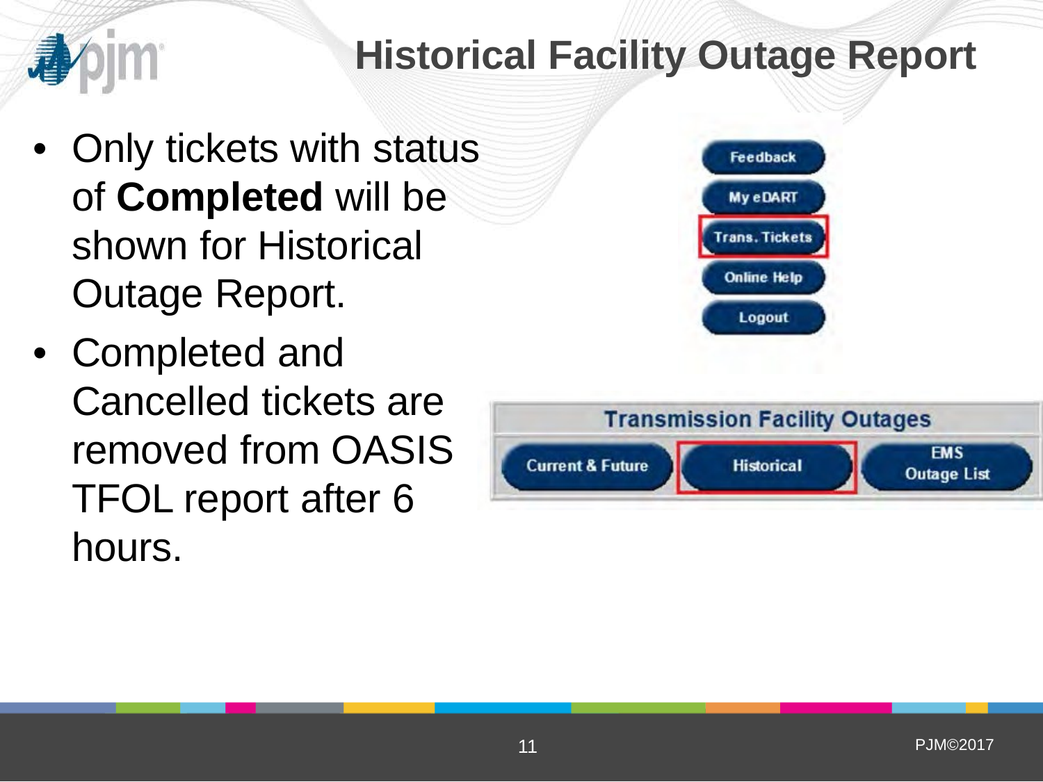# Historical Facility Outage Report

- Only tickets with status of **Completed** will be shown for Historical Outage Report.
- Completed and Cancelled tickets are removed from OASIS TFOL report after 6 hours.

Feedback
My eDART
Trans. Tickets
Online Help
Logout

**Transmission Facility Outages**

Current & Future | Historical | EMS Outage List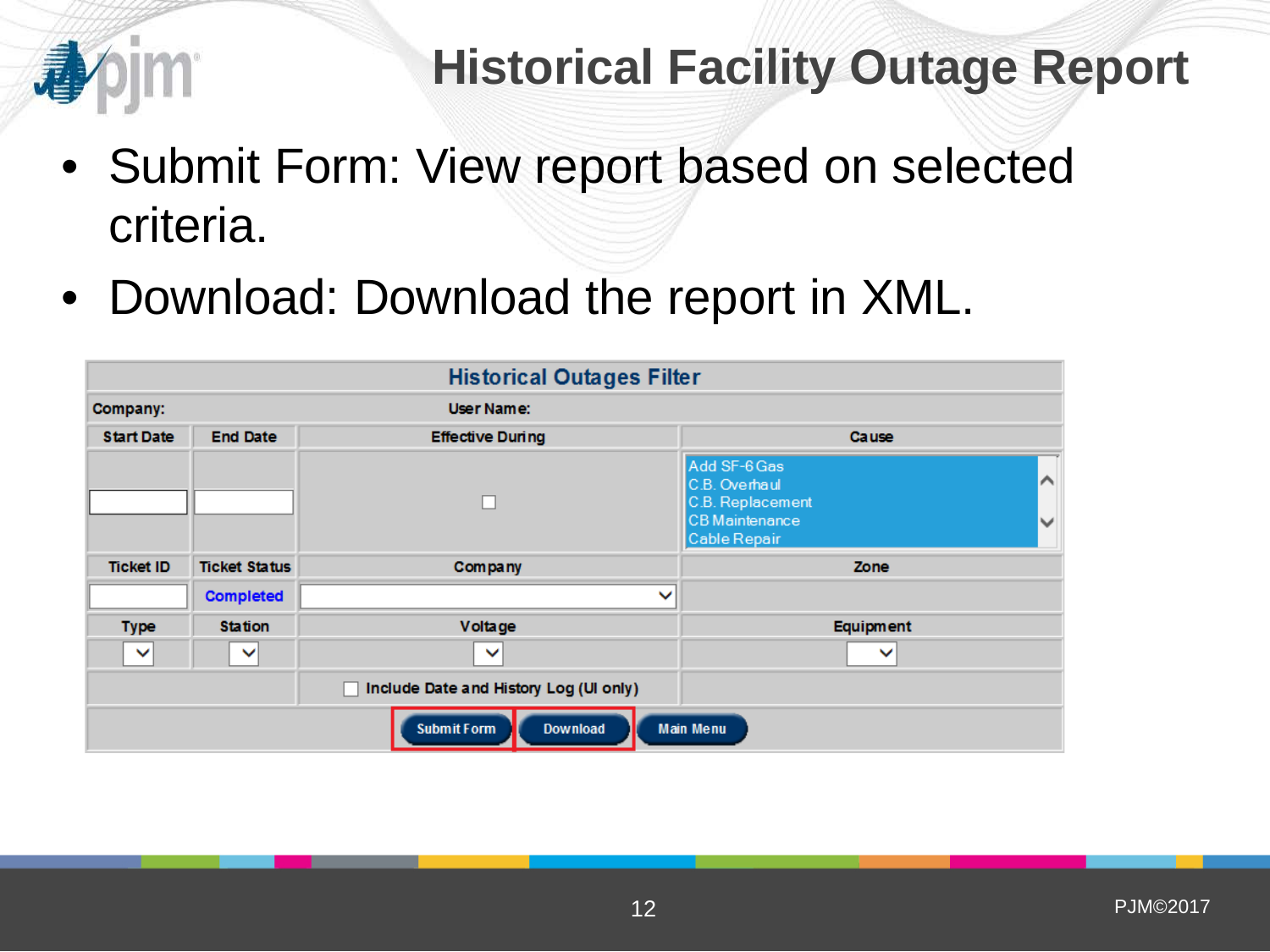# Historical Facility Outage Report

- Submit Form: View report based on selected criteria.
- Download: Download the report in XML.

| Historical Outages Filter | | | |
|---|---|---|---|
| Company: | | User Name: | |
| Start Date | End Date | Effective During | Cause |
| | | ☐ | Add SF-6 Gas<br>C.B. Overhaul<br>C.B. Replacement<br>CB Maintenance<br>Cable Repair |
| Ticket ID | Ticket Status | Company | Zone |
| | Completed | | |
| Type | Station | Voltage | Equipment |
| | | | |
| | | ☐ Include Date and History Log (UI only) | |
| | Submit Form | Download | Main Menu |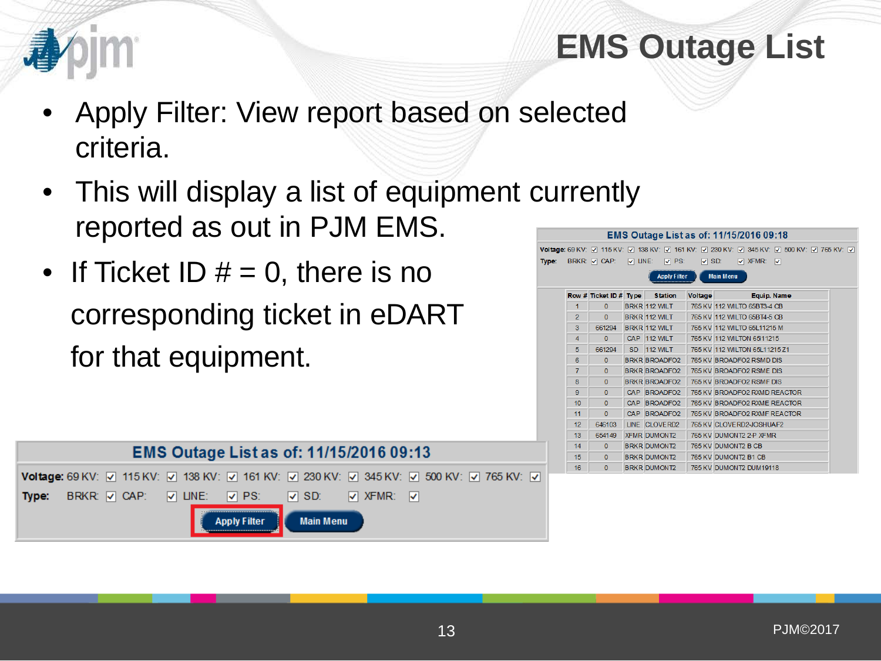# EMS Outage List

- Apply Filter: View report based on selected criteria.
- This will display a list of equipment currently reported as out in PJM EMS.
- If Ticket ID # = 0, there is no corresponding ticket in eDART for that equipment.

**EMS Outage List as of: 11/15/2016 09:18**

Voltage: 69 KV: ☑ 115 KV: ☑ 138 KV: ☑ 161 KV: ☑ 230 KV: ☑ 345 KV: ☑ 500 KV: ☑ 765 KV: ☑

Type: BRKR: ☑ CAP: ☑ LINE: ☑ PS: ☑ SD: ☑ XFMR: ☑

Apply Filter | Main Menu

| Row # | Ticket ID # | Type | Station | Voltage | Equip. Name |
|---|---|---|---|---|---|
| 1 | 0 | BRKR | 112 WILT | 765 KV | 112 WILTO 65BT3-4 CB |
| 2 | 0 | BRKR | 112 WILT | 765 KV | 112 WILTO 65BT4-5 CB |
| 3 | 661294 | BRKR | 112 WILT | 765 KV | 112 WILTO 65L11215 M |
| 4 | 0 | CAP | 112 WILT | 765 KV | 112 WILTON 6511215 |
| 5 | 661294 | SD | 112 WILT | 765 KV | 112 WILTON 65L11215 Z1 |
| 6 | 0 | BRKR | BROADFO2 | 765 KV | BROADFO2 RSMD DIS |
| 7 | 0 | BRKR | BROADFO2 | 765 KV | BROADFO2 RSME DIS |
| 8 | 0 | BRKR | BROADFO2 | 765 KV | BROADFO2 RSMF DIS |
| 9 | 0 | CAP | BROADFO2 | 765 KV | BROADFO2 RXMD REACTOR |
| 10 | 0 | CAP | BROADFO2 | 765 KV | BROADFO2 RXME REACTOR |
| 11 | 0 | CAP | BROADFO2 | 765 KV | BROADFO2 RXMF REACTOR |
| 12 | 646103 | LINE | CLOVERD2 | 765 KV | CLOVERD2-JOSHUAF2 |
| 13 | 654149 | XFMR | DUMONT2 | 765 KV | DUMONT2 2-P XFMR |
| 14 | 0 | BRKR | DUMONT2 | 765 KV | DUMONT2 B CB |
| 15 | 0 | BRKR | DUMONT2 | 765 KV | DUMONT2 B1 CB |
| 16 | 0 | BRKR | DUMONT2 | 765 KV | DUMONT2 DUM19118 |

**EMS Outage List as of: 11/15/2016 09:13**

Voltage: 69 KV: ☑ 115 KV: ☑ 138 KV: ☑ 161 KV: ☑ 230 KV: ☑ 345 KV: ☑ 500 KV: ☑ 765 KV: ☑

Type: BRKR: ☑ CAP: ☑ LINE: ☑ PS: ☑ SD: ☑ XFMR: ☑

Apply Filter | Main Menu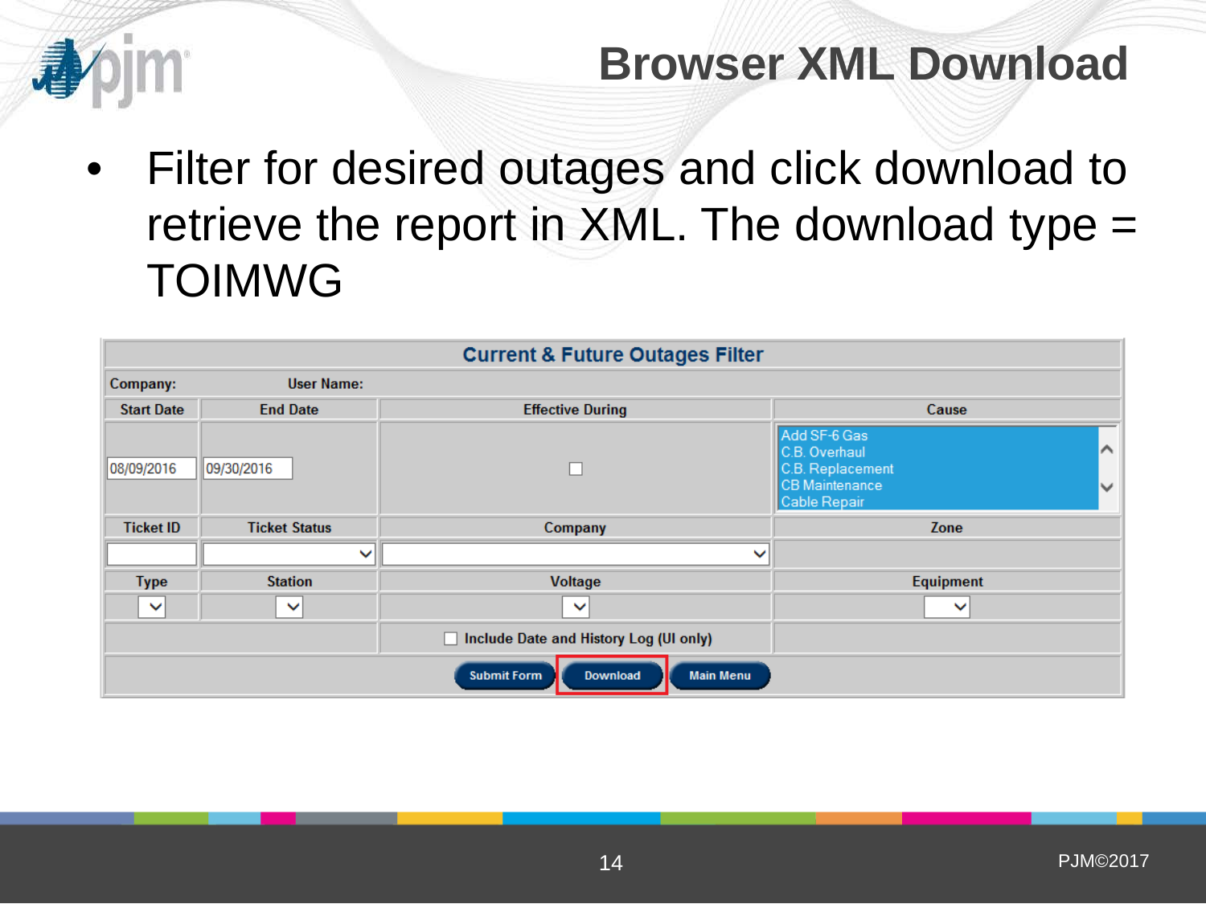# Browser XML Download

- Filter for desired outages and click download to retrieve the report in XML. The download type = TOIMWG

| Current & Future Outages Filter | | | |
|---|---|---|---|
| Company: User Name: | | | |
| Start Date | End Date | Effective During | Cause |
| 08/09/2016 | 09/30/2016 | ☐ | Add SF-6 Gas<br>C.B. Overhaul<br>C.B. Replacement<br>CB Maintenance<br>Cable Repair |
| Ticket ID | Ticket Status | Company | Zone |
| | | | |
| Type | Station | Voltage | Equipment |
| | | | |
| | | ☐ Include Date and History Log (UI only) | |
| | | Submit Form / Download / Main Menu | |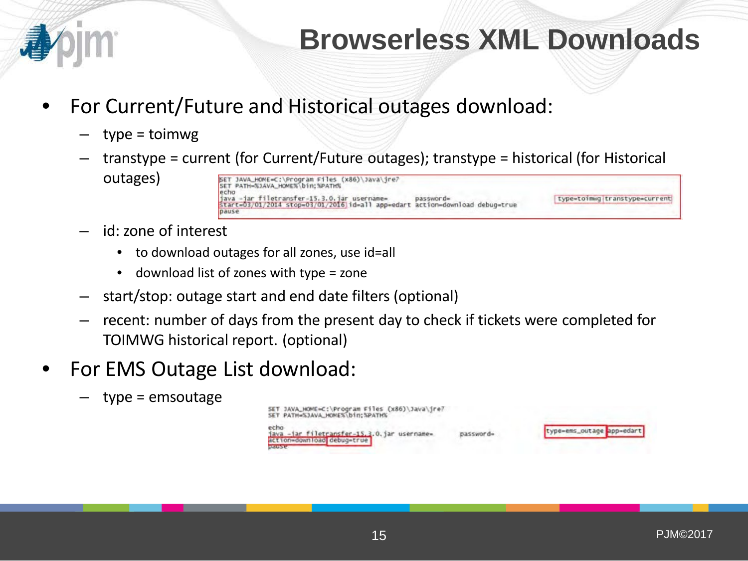# Browserless XML Downloads

- For Current/Future and Historical outages download:
  - type = toimwg
  - transtype = current (for Current/Future outages); transtype = historical (for Historical outages)

```
SET JAVA_HOME=C:\Program Files (x86)\Java\jre7
SET PATH=%JAVA_HOME%\bin;%PATH%
echo
java -jar filetransfer-15.3.0.jar username=        password=                    type=toimwg transtype=current
start=03/01/2014 stop=03/01/2016 id=all app=edart action=download debug=true
pause
```

  - id: zone of interest
    - to download outages for all zones, use id=all
    - download list of zones with type = zone
  - start/stop: outage start and end date filters (optional)
  - recent: number of days from the present day to check if tickets were completed for TOIMWG historical report. (optional)
- For EMS Outage List download:
  - type = emsoutage

```
SET JAVA_HOME=C:\Program Files (x86)\Java\jre7
SET PATH=%JAVA_HOME%\bin;%PATH%
echo
java -jar filetransfer-15.3.0.jar username=        password=                    type=ems_outage app=edart
action=download debug=true
pause
```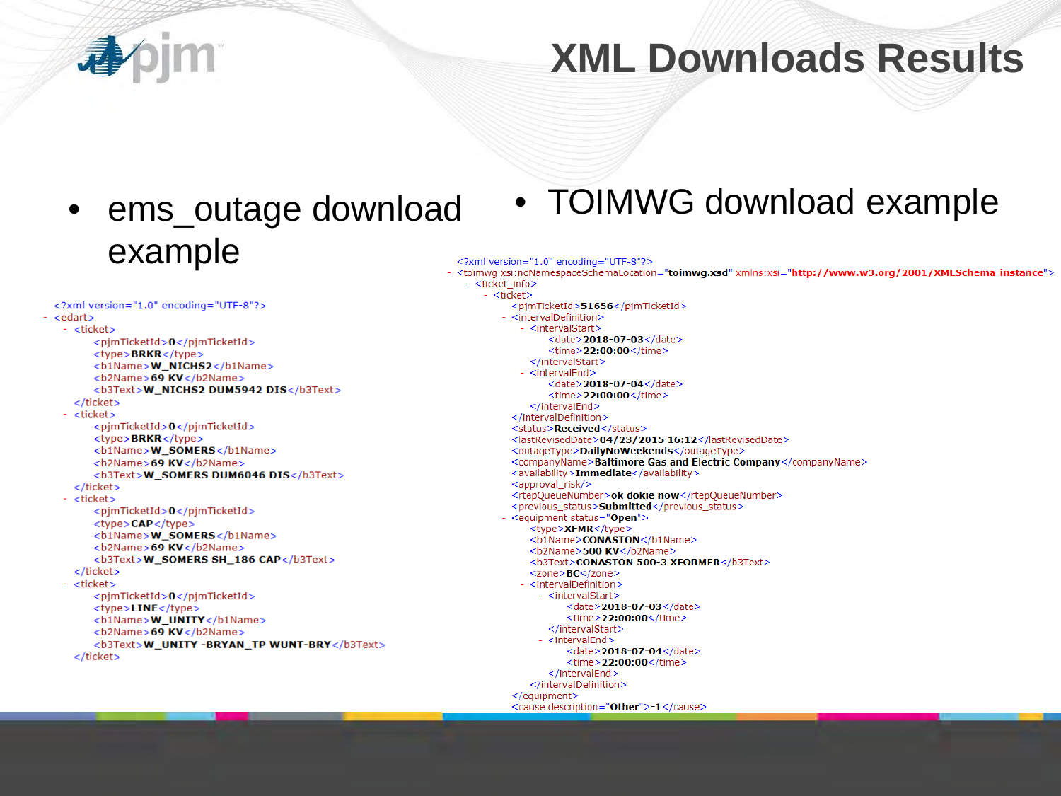# XML Downloads Results

- ems_outage download example

```xml
<?xml version="1.0" encoding="UTF-8"?>
- <edart>
  - <ticket>
      <pjmTicketId>0</pjmTicketId>
      <type>BRKR</type>
      <b1Name>W_NICHS2</b1Name>
      <b2Name>69 KV</b2Name>
      <b3Text>W_NICHS2 DUM5942 DIS</b3Text>
    </ticket>
  - <ticket>
      <pjmTicketId>0</pjmTicketId>
      <type>BRKR</type>
      <b1Name>W_SOMERS</b1Name>
      <b2Name>69 KV</b2Name>
      <b3Text>W_SOMERS DUM6046 DIS</b3Text>
    </ticket>
  - <ticket>
      <pjmTicketId>0</pjmTicketId>
      <type>CAP</type>
      <b1Name>W_SOMERS</b1Name>
      <b2Name>69 KV</b2Name>
      <b3Text>W_SOMERS SH_186 CAP</b3Text>
    </ticket>
  - <ticket>
      <pjmTicketId>0</pjmTicketId>
      <type>LINE</type>
      <b1Name>W_UNITY</b1Name>
      <b2Name>69 KV</b2Name>
      <b3Text>W_UNITY -BRYAN_TP WUNT-BRY</b3Text>
    </ticket>
```

- TOIMWG download example

```xml
<?xml version="1.0" encoding="UTF-8"?>
- <toimwg xsi:noNamespaceSchemaLocation="toimwg.xsd" xmlns:xsi="http://www.w3.org/2001/XMLSchema-instance">
  - <ticket_info>
    - <ticket>
        <pjmTicketId>51656</pjmTicketId>
      - <intervalDefinition>
        - <intervalStart>
            <date>2018-07-03</date>
            <time>22:00:00</time>
          </intervalStart>
        - <intervalEnd>
            <date>2018-07-04</date>
            <time>22:00:00</time>
          </intervalEnd>
        </intervalDefinition>
        <status>Received</status>
        <lastRevisedDate>04/23/2015 16:12</lastRevisedDate>
        <outageType>DailyNoWeekends</outageType>
        <companyName>Baltimore Gas and Electric Company</companyName>
        <availability>Immediate</availability>
        <approval_risk/>
        <rtepQueueNumber>ok dokie now</rtepQueueNumber>
        <previous_status>Submitted</previous_status>
      - <equipment status="Open">
          <type>XFMR</type>
          <b1Name>CONASTON</b1Name>
          <b2Name>500 KV</b2Name>
          <b3Text>CONASTON 500-3 XFORMER</b3Text>
          <zone>BC</zone>
        - <intervalDefinition>
          - <intervalStart>
              <date>2018-07-03</date>
              <time>22:00:00</time>
            </intervalStart>
          - <intervalEnd>
              <date>2018-07-04</date>
              <time>22:00:00</time>
            </intervalEnd>
          </intervalDefinition>
        </equipment>
        <cause description="Other">-1</cause>
```